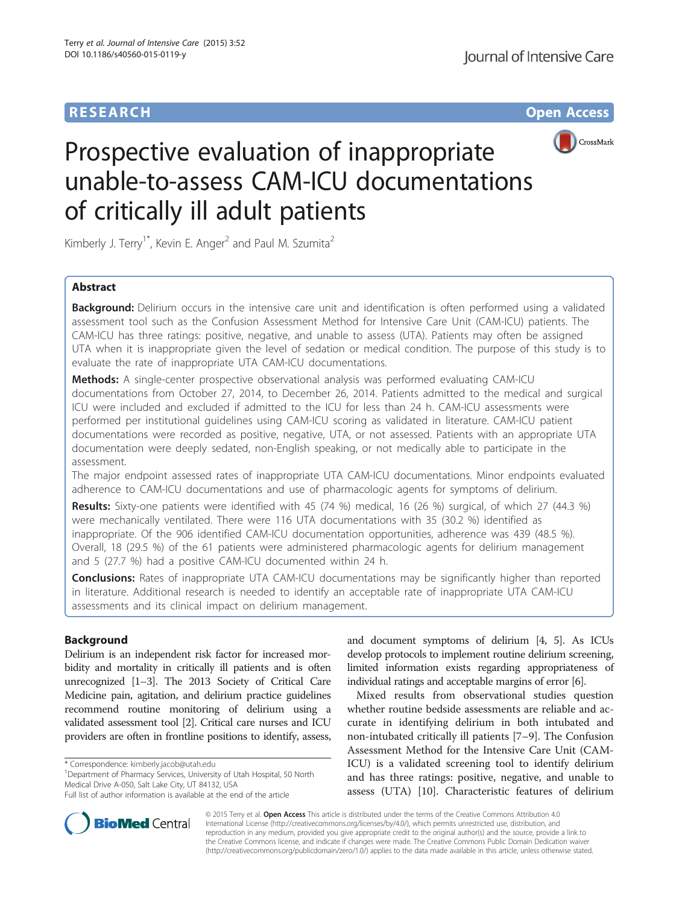**RESEARCH** **Open Access**

# Prospective evaluation of inappropriate unable-to-assess CAM-ICU documentations of critically ill adult patients

Kimberly J. Terry[1*], Kevin E. Anger[2] and Paul M. Szumita[2]

## Abstract

**Background:** Delirium occurs in the intensive care unit and identification is often performed using a validated assessment tool such as the Confusion Assessment Method for Intensive Care Unit (CAM-ICU) patients. The CAM-ICU has three ratings: positive, negative, and unable to assess (UTA). Patients may often be assigned UTA when it is inappropriate given the level of sedation or medical condition. The purpose of this study is to evaluate the rate of inappropriate UTA CAM-ICU documentations.

**Methods:** A single-center prospective observational analysis was performed evaluating CAM-ICU documentations from October 27, 2014, to December 26, 2014. Patients admitted to the medical and surgical ICU were included and excluded if admitted to the ICU for less than 24 h. CAM-ICU assessments were performed per institutional guidelines using CAM-ICU scoring as validated in literature. CAM-ICU patient documentations were recorded as positive, negative, UTA, or not assessed. Patients with an appropriate UTA documentation were deeply sedated, non-English speaking, or not medically able to participate in the assessment.

The major endpoint assessed rates of inappropriate UTA CAM-ICU documentations. Minor endpoints evaluated adherence to CAM-ICU documentations and use of pharmacologic agents for symptoms of delirium.

**Results:** Sixty-one patients were identified with 45 (74 %) medical, 16 (26 %) surgical, of which 27 (44.3 %) were mechanically ventilated. There were 116 UTA documentations with 35 (30.2 %) identified as inappropriate. Of the 906 identified CAM-ICU documentation opportunities, adherence was 439 (48.5 %). Overall, 18 (29.5 %) of the 61 patients were administered pharmacologic agents for delirium management and 5 (27.7 %) had a positive CAM-ICU documented within 24 h.

**Conclusions:** Rates of inappropriate UTA CAM-ICU documentations may be significantly higher than reported in literature. Additional research is needed to identify an acceptable rate of inappropriate UTA CAM-ICU assessments and its clinical impact on delirium management.

## Background

Delirium is an independent risk factor for increased morbidity and mortality in critically ill patients and is often unrecognized [1–3]. The 2013 Society of Critical Care Medicine pain, agitation, and delirium practice guidelines recommend routine monitoring of delirium using a validated assessment tool [2]. Critical care nurses and ICU providers are often in frontline positions to identify, assess, and document symptoms of delirium [4, 5]. As ICUs develop protocols to implement routine delirium screening, limited information exists regarding appropriateness of individual ratings and acceptable margins of error [6].

Mixed results from observational studies question whether routine bedside assessments are reliable and accurate in identifying delirium in both intubated and non-intubated critically ill patients [7–9]. The Confusion Assessment Method for the Intensive Care Unit (CAM-ICU) is a validated screening tool to identify delirium and has three ratings: positive, negative, and unable to assess (UTA) [10]. Characteristic features of delirium

\* Correspondence: kimberly.jacob@utah.edu
[1]Department of Pharmacy Services, University of Utah Hospital, 50 North Medical Drive A-050, Salt Lake City, UT 84132, USA
Full list of author information is available at the end of the article

© 2015 Terry et al. **Open Access** This article is distributed under the terms of the Creative Commons Attribution 4.0 International License (http://creativecommons.org/licenses/by/4.0/), which permits unrestricted use, distribution, and reproduction in any medium, provided you give appropriate credit to the original author(s) and the source, provide a link to the Creative Commons license, and indicate if changes were made. The Creative Commons Public Domain Dedication waiver (http://creativecommons.org/publicdomain/zero/1.0/) applies to the data made available in this article, unless otherwise stated.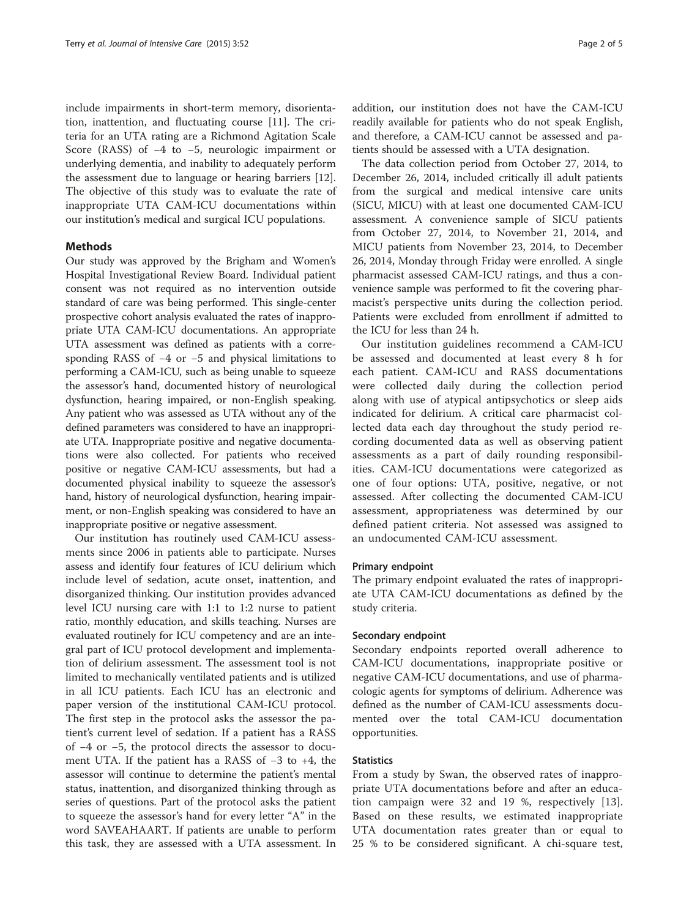include impairments in short-term memory, disorientation, inattention, and fluctuating course [11]. The criteria for an UTA rating are a Richmond Agitation Scale Score (RASS) of −4 to −5, neurologic impairment or underlying dementia, and inability to adequately perform the assessment due to language or hearing barriers [12]. The objective of this study was to evaluate the rate of inappropriate UTA CAM-ICU documentations within our institution's medical and surgical ICU populations.

## Methods

Our study was approved by the Brigham and Women's Hospital Investigational Review Board. Individual patient consent was not required as no intervention outside standard of care was being performed. This single-center prospective cohort analysis evaluated the rates of inappropriate UTA CAM-ICU documentations. An appropriate UTA assessment was defined as patients with a corresponding RASS of −4 or −5 and physical limitations to performing a CAM-ICU, such as being unable to squeeze the assessor's hand, documented history of neurological dysfunction, hearing impaired, or non-English speaking. Any patient who was assessed as UTA without any of the defined parameters was considered to have an inappropriate UTA. Inappropriate positive and negative documentations were also collected. For patients who received positive or negative CAM-ICU assessments, but had a documented physical inability to squeeze the assessor's hand, history of neurological dysfunction, hearing impairment, or non-English speaking was considered to have an inappropriate positive or negative assessment.

Our institution has routinely used CAM-ICU assessments since 2006 in patients able to participate. Nurses assess and identify four features of ICU delirium which include level of sedation, acute onset, inattention, and disorganized thinking. Our institution provides advanced level ICU nursing care with 1:1 to 1:2 nurse to patient ratio, monthly education, and skills teaching. Nurses are evaluated routinely for ICU competency and are an integral part of ICU protocol development and implementation of delirium assessment. The assessment tool is not limited to mechanically ventilated patients and is utilized in all ICU patients. Each ICU has an electronic and paper version of the institutional CAM-ICU protocol. The first step in the protocol asks the assessor the patient's current level of sedation. If a patient has a RASS of −4 or −5, the protocol directs the assessor to document UTA. If the patient has a RASS of −3 to +4, the assessor will continue to determine the patient's mental status, inattention, and disorganized thinking through as series of questions. Part of the protocol asks the patient to squeeze the assessor's hand for every letter "A" in the word SAVEAHAART. If patients are unable to perform this task, they are assessed with a UTA assessment. In addition, our institution does not have the CAM-ICU readily available for patients who do not speak English, and therefore, a CAM-ICU cannot be assessed and patients should be assessed with a UTA designation.

The data collection period from October 27, 2014, to December 26, 2014, included critically ill adult patients from the surgical and medical intensive care units (SICU, MICU) with at least one documented CAM-ICU assessment. A convenience sample of SICU patients from October 27, 2014, to November 21, 2014, and MICU patients from November 23, 2014, to December 26, 2014, Monday through Friday were enrolled. A single pharmacist assessed CAM-ICU ratings, and thus a convenience sample was performed to fit the covering pharmacist's perspective units during the collection period. Patients were excluded from enrollment if admitted to the ICU for less than 24 h.

Our institution guidelines recommend a CAM-ICU be assessed and documented at least every 8 h for each patient. CAM-ICU and RASS documentations were collected daily during the collection period along with use of atypical antipsychotics or sleep aids indicated for delirium. A critical care pharmacist collected data each day throughout the study period recording documented data as well as observing patient assessments as a part of daily rounding responsibilities. CAM-ICU documentations were categorized as one of four options: UTA, positive, negative, or not assessed. After collecting the documented CAM-ICU assessment, appropriateness was determined by our defined patient criteria. Not assessed was assigned to an undocumented CAM-ICU assessment.

### Primary endpoint

The primary endpoint evaluated the rates of inappropriate UTA CAM-ICU documentations as defined by the study criteria.

### Secondary endpoint

Secondary endpoints reported overall adherence to CAM-ICU documentations, inappropriate positive or negative CAM-ICU documentations, and use of pharmacologic agents for symptoms of delirium. Adherence was defined as the number of CAM-ICU assessments documented over the total CAM-ICU documentation opportunities.

### Statistics

From a study by Swan, the observed rates of inappropriate UTA documentations before and after an education campaign were 32 and 19 %, respectively [13]. Based on these results, we estimated inappropriate UTA documentation rates greater than or equal to 25 % to be considered significant. A chi-square test,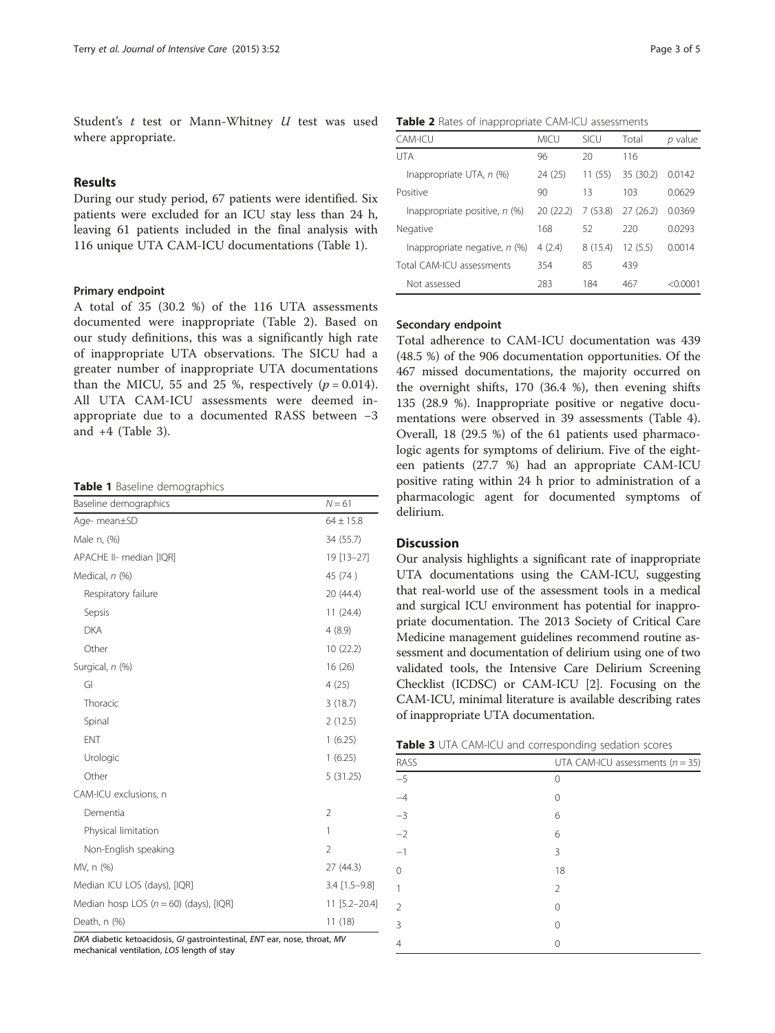Student's *t* test or Mann-Whitney *U* test was used where appropriate.

## Results

During our study period, 67 patients were identified. Six patients were excluded for an ICU stay less than 24 h, leaving 61 patients included in the final analysis with 116 unique UTA CAM-ICU documentations (Table 1).

### Primary endpoint

A total of 35 (30.2 %) of the 116 UTA assessments documented were inappropriate (Table 2). Based on our study definitions, this was a significantly high rate of inappropriate UTA observations. The SICU had a greater number of inappropriate UTA documentations than the MICU, 55 and 25 %, respectively ($p = 0.014$). All UTA CAM-ICU assessments were deemed inappropriate due to a documented RASS between −3 and +4 (Table 3).

**Table 1** Baseline demographics

| Baseline demographics | $N = 61$ |
|---|---|
| Age- mean±SD | 64 ± 15.8 |
| Male n, (%) | 34 (55.7) |
| APACHE II- median [IQR] | 19 [13–27] |
| Medical, *n* (%) | 45 (74 ) |
| Respiratory failure | 20 (44.4) |
| Sepsis | 11 (24.4) |
| DKA | 4 (8.9) |
| Other | 10 (22.2) |
| Surgical, *n* (%) | 16 (26) |
| GI | 4 (25) |
| Thoracic | 3 (18.7) |
| Spinal | 2 (12.5) |
| ENT | 1 (6.25) |
| Urologic | 1 (6.25) |
| Other | 5 (31.25) |
| CAM-ICU exclusions, n | |
| Dementia | 2 |
| Physical limitation | 1 |
| Non-English speaking | 2 |
| MV, n (%) | 27 (44.3) |
| Median ICU LOS (days), [IQR] | 3.4 [1.5–9.8] |
| Median hosp LOS ($n = 60$) (days), [IQR] | 11 [5.2–20.4] |
| Death, n (%) | 11 (18) |

*DKA* diabetic ketoacidosis, *GI* gastrointestinal, *ENT* ear, nose, throat, *MV* mechanical ventilation, *LOS* length of stay

**Table 2** Rates of inappropriate CAM-ICU assessments

| CAM-ICU | MICU | SICU | Total | *p* value |
|---|---|---|---|---|
| UTA | 96 | 20 | 116 | |
| Inappropriate UTA, *n* (%) | 24 (25) | 11 (55) | 35 (30.2) | 0.0142 |
| Positive | 90 | 13 | 103 | 0.0629 |
| Inappropriate positive, *n* (%) | 20 (22.2) | 7 (53.8) | 27 (26.2) | 0.0369 |
| Negative | 168 | 52 | 220 | 0.0293 |
| Inappropriate negative, *n* (%) | 4 (2.4) | 8 (15.4) | 12 (5.5) | 0.0014 |
| Total CAM-ICU assessments | 354 | 85 | 439 | |
| Not assessed | 283 | 184 | 467 | <0.0001 |

### Secondary endpoint

Total adherence to CAM-ICU documentation was 439 (48.5 %) of the 906 documentation opportunities. Of the 467 missed documentations, the majority occurred on the overnight shifts, 170 (36.4 %), then evening shifts 135 (28.9 %). Inappropriate positive or negative documentations were observed in 39 assessments (Table 4). Overall, 18 (29.5 %) of the 61 patients used pharmacologic agents for symptoms of delirium. Five of the eighteen patients (27.7 %) had an appropriate CAM-ICU positive rating within 24 h prior to administration of a pharmacologic agent for documented symptoms of delirium.

## Discussion

Our analysis highlights a significant rate of inappropriate UTA documentations using the CAM-ICU, suggesting that real-world use of the assessment tools in a medical and surgical ICU environment has potential for inappropriate documentation. The 2013 Society of Critical Care Medicine management guidelines recommend routine assessment and documentation of delirium using one of two validated tools, the Intensive Care Delirium Screening Checklist (ICDSC) or CAM-ICU [2]. Focusing on the CAM-ICU, minimal literature is available describing rates of inappropriate UTA documentation.

**Table 3** UTA CAM-ICU and corresponding sedation scores

| RASS | UTA CAM-ICU assessments ($n = 35$) |
|---|---|
| −5 | 0 |
| −4 | 0 |
| −3 | 6 |
| −2 | 6 |
| −1 | 3 |
| 0 | 18 |
| 1 | 2 |
| 2 | 0 |
| 3 | 0 |
| 4 | 0 |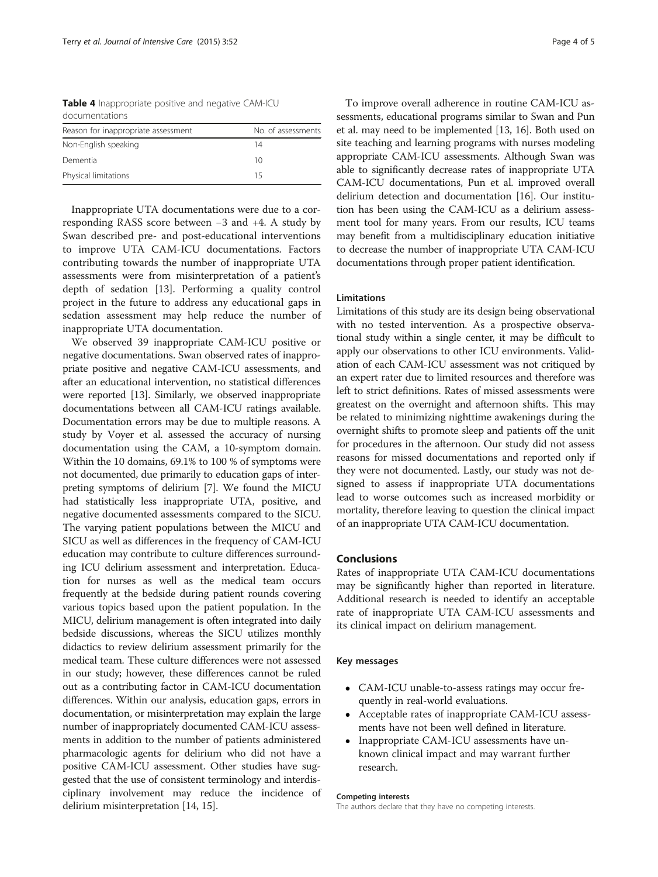**Table 4** Inappropriate positive and negative CAM-ICU documentations

| Reason for inappropriate assessment | No. of assessments |
|---|---|
| Non-English speaking | 14 |
| Dementia | 10 |
| Physical limitations | 15 |

Inappropriate UTA documentations were due to a corresponding RASS score between −3 and +4. A study by Swan described pre- and post-educational interventions to improve UTA CAM-ICU documentations. Factors contributing towards the number of inappropriate UTA assessments were from misinterpretation of a patient's depth of sedation [13]. Performing a quality control project in the future to address any educational gaps in sedation assessment may help reduce the number of inappropriate UTA documentation.

We observed 39 inappropriate CAM-ICU positive or negative documentations. Swan observed rates of inappropriate positive and negative CAM-ICU assessments, and after an educational intervention, no statistical differences were reported [13]. Similarly, we observed inappropriate documentations between all CAM-ICU ratings available. Documentation errors may be due to multiple reasons. A study by Voyer et al. assessed the accuracy of nursing documentation using the CAM, a 10-symptom domain. Within the 10 domains, 69.1% to 100 % of symptoms were not documented, due primarily to education gaps of interpreting symptoms of delirium [7]. We found the MICU had statistically less inappropriate UTA, positive, and negative documented assessments compared to the SICU. The varying patient populations between the MICU and SICU as well as differences in the frequency of CAM-ICU education may contribute to culture differences surrounding ICU delirium assessment and interpretation. Education for nurses as well as the medical team occurs frequently at the bedside during patient rounds covering various topics based upon the patient population. In the MICU, delirium management is often integrated into daily bedside discussions, whereas the SICU utilizes monthly didactics to review delirium assessment primarily for the medical team. These culture differences were not assessed in our study; however, these differences cannot be ruled out as a contributing factor in CAM-ICU documentation differences. Within our analysis, education gaps, errors in documentation, or misinterpretation may explain the large number of inappropriately documented CAM-ICU assessments in addition to the number of patients administered pharmacologic agents for delirium who did not have a positive CAM-ICU assessment. Other studies have suggested that the use of consistent terminology and interdisciplinary involvement may reduce the incidence of delirium misinterpretation [14, 15].

To improve overall adherence in routine CAM-ICU assessments, educational programs similar to Swan and Pun et al. may need to be implemented [13, 16]. Both used on site teaching and learning programs with nurses modeling appropriate CAM-ICU assessments. Although Swan was able to significantly decrease rates of inappropriate UTA CAM-ICU documentations, Pun et al. improved overall delirium detection and documentation [16]. Our institution has been using the CAM-ICU as a delirium assessment tool for many years. From our results, ICU teams may benefit from a multidisciplinary education initiative to decrease the number of inappropriate UTA CAM-ICU documentations through proper patient identification.

### Limitations

Limitations of this study are its design being observational with no tested intervention. As a prospective observational study within a single center, it may be difficult to apply our observations to other ICU environments. Validation of each CAM-ICU assessment was not critiqued by an expert rater due to limited resources and therefore was left to strict definitions. Rates of missed assessments were greatest on the overnight and afternoon shifts. This may be related to minimizing nighttime awakenings during the overnight shifts to promote sleep and patients off the unit for procedures in the afternoon. Our study did not assess reasons for missed documentations and reported only if they were not documented. Lastly, our study was not designed to assess if inappropriate UTA documentations lead to worse outcomes such as increased morbidity or mortality, therefore leaving to question the clinical impact of an inappropriate UTA CAM-ICU documentation.

## Conclusions

Rates of inappropriate UTA CAM-ICU documentations may be significantly higher than reported in literature. Additional research is needed to identify an acceptable rate of inappropriate UTA CAM-ICU assessments and its clinical impact on delirium management.

### Key messages

- CAM-ICU unable-to-assess ratings may occur frequently in real-world evaluations.
- Acceptable rates of inappropriate CAM-ICU assessments have not been well defined in literature.
- Inappropriate CAM-ICU assessments have unknown clinical impact and may warrant further research.

#### Competing interests

The authors declare that they have no competing interests.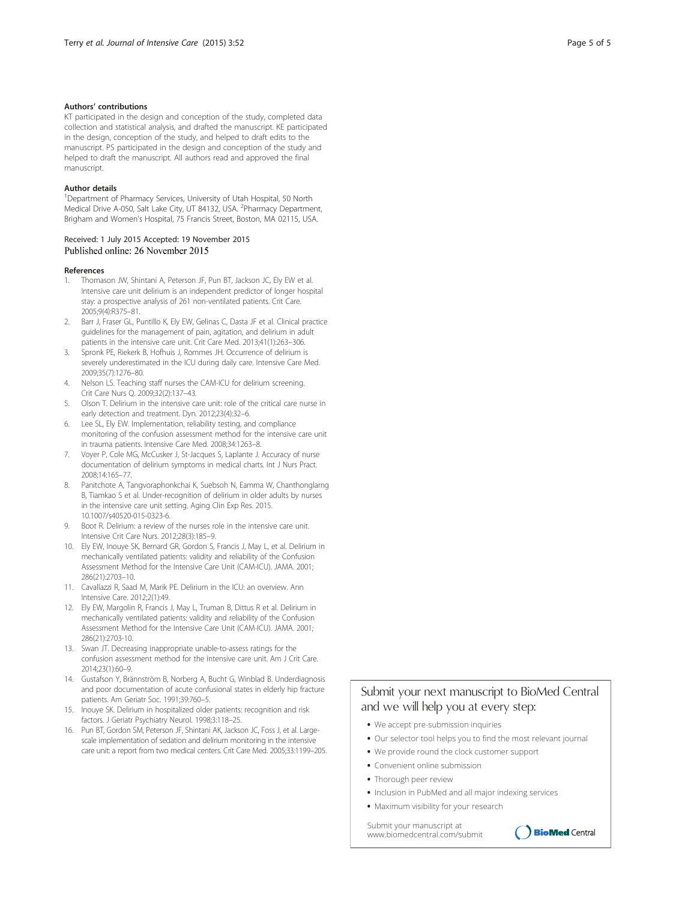#### Authors' contributions

KT participated in the design and conception of the study, completed data collection and statistical analysis, and drafted the manuscript. KE participated in the design, conception of the study, and helped to draft edits to the manuscript. PS participated in the design and conception of the study and helped to draft the manuscript. All authors read and approved the final manuscript.

#### Author details

[1]Department of Pharmacy Services, University of Utah Hospital, 50 North Medical Drive A-050, Salt Lake City, UT 84132, USA. [2]Pharmacy Department, Brigham and Women's Hospital, 75 Francis Street, Boston, MA 02115, USA.

Received: 1 July 2015 Accepted: 19 November 2015
Published online: 26 November 2015

#### References

1. Thomason JW, Shintani A, Peterson JF, Pun BT, Jackson JC, Ely EW et al. Intensive care unit delirium is an independent predictor of longer hospital stay: a prospective analysis of 261 non-ventilated patients. Crit Care. 2005;9(4):R375–81.
2. Barr J, Fraser GL, Puntillo K, Ely EW, Gelinas C, Dasta JF et al. Clinical practice guidelines for the management of pain, agitation, and delirium in adult patients in the intensive care unit. Crit Care Med. 2013;41(1):263–306.
3. Spronk PE, Riekerk B, Hofhuis J, Rommes JH. Occurrence of delirium is severely underestimated in the ICU during daily care. Intensive Care Med. 2009;35(7):1276–80.
4. Nelson LS. Teaching staff nurses the CAM-ICU for delirium screening. Crit Care Nurs Q. 2009;32(2):137–43.
5. Olson T. Delirium in the intensive care unit: role of the critical care nurse in early detection and treatment. Dyn. 2012;23(4):32–6.
6. Lee SL, Ely EW. Implementation, reliability testing, and compliance monitoring of the confusion assessment method for the intensive care unit in trauma patients. Intensive Care Med. 2008;34:1263–8.
7. Voyer P, Cole MG, McCusker J, St-Jacques S, Laplante J. Accuracy of nurse documentation of delirium symptoms in medical charts. Int J Nurs Pract. 2008;14:165–77.
8. Panitchote A, Tangvoraphonkchai K, Suebsoh N, Eamma W, Chanthonglarng B, Tiamkao S et al. Under-recognition of delirium in older adults by nurses in the intensive care unit setting. Aging Clin Exp Res. 2015. 10.1007/s40520-015-0323-6.
9. Boot R. Delirium: a review of the nurses role in the intensive care unit. Intensive Crit Care Nurs. 2012;28(3):185–9.
10. Ely EW, Inouye SK, Bernard GR, Gordon S, Francis J, May L, et al. Delirium in mechanically ventilated patients: validity and reliability of the Confusion Assessment Method for the Intensive Care Unit (CAM-ICU). JAMA. 2001; 286(21):2703–10.
11. Cavallazzi R, Saad M, Marik PE. Delirium in the ICU: an overview. Ann Intensive Care. 2012;2(1):49.
12. Ely EW, Margolin R, Francis J, May L, Truman B, Dittus R et al. Delirium in mechanically ventilated patients: validity and reliability of the Confusion Assessment Method for the Intensive Care Unit (CAM-ICU). JAMA. 2001; 286(21):2703-10.
13. Swan JT. Decreasing inappropriate unable-to-assess ratings for the confusion assessment method for the intensive care unit. Am J Crit Care. 2014;23(1):60–9.
14. Gustafson Y, Brännström B, Norberg A, Bucht G, Winblad B. Underdiagnosis and poor documentation of acute confusional states in elderly hip fracture patients. Am Geriatr Soc. 1991;39:760–5.
15. Inouye SK. Delirium in hospitalized older patients: recognition and risk factors. J Geriatr Psychiatry Neurol. 1998;3:118–25.
16. Pun BT, Gordon SM, Peterson JF, Shintani AK, Jackson JC, Foss J, et al. Large-scale implementation of sedation and delirium monitoring in the intensive care unit: a report from two medical centers. Crit Care Med. 2005;33:1199–205.

Submit your next manuscript to BioMed Central and we will help you at every step:

- We accept pre-submission inquiries
- Our selector tool helps you to find the most relevant journal
- We provide round the clock customer support
- Convenient online submission
- Thorough peer review
- Inclusion in PubMed and all major indexing services
- Maximum visibility for your research

Submit your manuscript at www.biomedcentral.com/submit

BioMed Central